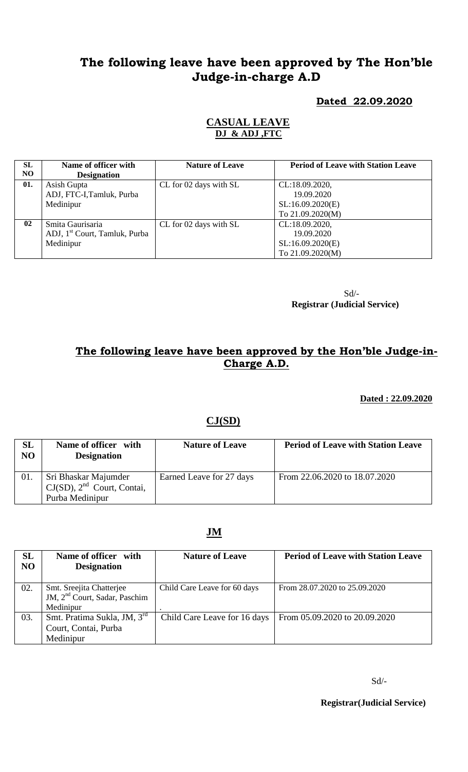# The following leave have been approved by The Hon'ble Judge-in-charge A.D

**Dated 22.09.2020**

## CASUAL LEAVE

**DJ & ADJ ,FTC**

| SL NO | Name of officer with Designation | Nature of Leave | Period of Leave with Station Leave |
|---|---|---|---|
| 01. | Asish Gupta ADJ, FTC-I,Tamluk, Purba Medinipur | CL for 02 days with SL | CL:18.09.2020, 19.09.2020 SL:16.09.2020(E) To 21.09.2020(M) |
| 02 | Smita Gaurisaria ADJ, 1st Court, Tamluk, Purba Medinipur | CL for 02 days with SL | CL:18.09.2020, 19.09.2020 SL:16.09.2020(E) To 21.09.2020(M) |

Sd/-
**Registrar (Judicial Service)**

# The following leave have been approved by the Hon'ble Judge-in-Charge A.D.

**Dated : 22.09.2020**

## CJ(SD)

| SL NO | Name of officer with Designation | Nature of Leave | Period of Leave with Station Leave |
|---|---|---|---|
| 01. | Sri Bhaskar Majumder CJ(SD), 2nd Court, Contai, Purba Medinipur | Earned Leave for 27 days | From 22.06.2020 to 18.07.2020 |

## JM

| SL NO | Name of officer with Designation | Nature of Leave | Period of Leave with Station Leave |
|---|---|---|---|
| 02. | Smt. Sreejita Chatterjee JM, 2nd Court, Sadar, Paschim Medinipur | Child Care Leave for 60 days . | From 28.07.2020 to 25.09.2020 |
| 03. | Smt. Pratima Sukla, JM, 3rd Court, Contai, Purba Medinipur | Child Care Leave for 16 days | From 05.09.2020 to 20.09.2020 |

Sd/-

**Registrar(Judicial Service)**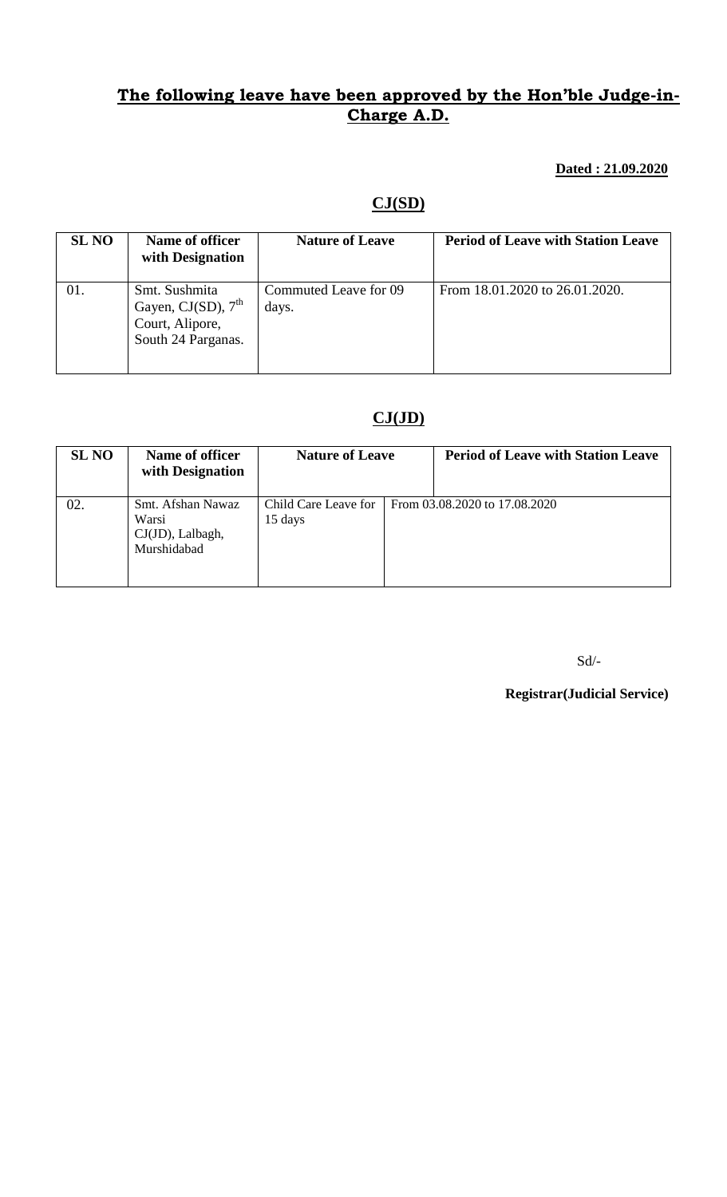## The following leave have been approved by the Hon'ble Judge-in-Charge A.D.

**Dated : 21.09.2020**

### CJ(SD)

| SL NO | Name of officer with Designation | Nature of Leave | Period of Leave with Station Leave |
|---|---|---|---|
| 01. | Smt. Sushmita Gayen, CJ(SD), 7th Court, Alipore, South 24 Parganas. | Commuted Leave for 09 days. | From 18.01.2020 to 26.01.2020. |

### CJ(JD)

| SL NO | Name of officer with Designation | Nature of Leave | Period of Leave with Station Leave |
|---|---|---|---|
| 02. | Smt. Afshan Nawaz Warsi CJ(JD), Lalbagh, Murshidabad | Child Care Leave for 15 days | From 03.08.2020 to 17.08.2020 |

Sd/-

**Registrar(Judicial Service)**